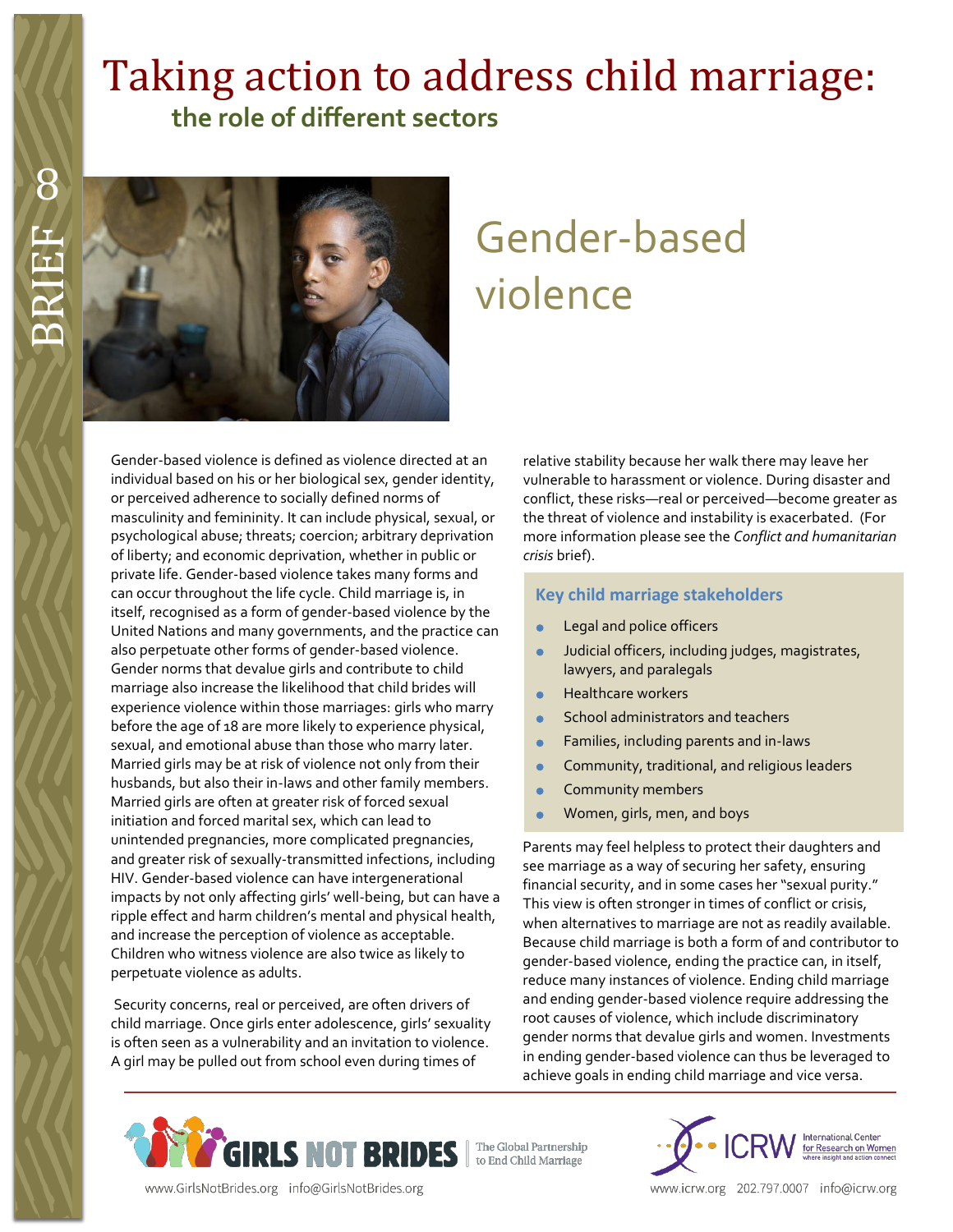BRIEF 8

# Taking action to address child marriage: the role of different sectors

## Gender-based violence

Gender-based violence is defined as violence directed at an individual based on his or her biological sex, gender identity, or perceived adherence to socially defined norms of masculinity and femininity. It can include physical, sexual, or psychological abuse; threats; coercion; arbitrary deprivation of liberty; and economic deprivation, whether in public or private life. Gender-based violence takes many forms and can occur throughout the life cycle. Child marriage is, in itself, recognised as a form of gender-based violence by the United Nations and many governments, and the practice can also perpetuate other forms of gender-based violence. Gender norms that devalue girls and contribute to child marriage also increase the likelihood that child brides will experience violence within those marriages: girls who marry before the age of 18 are more likely to experience physical, sexual, and emotional abuse than those who marry later. Married girls may be at risk of violence not only from their husbands, but also their in-laws and other family members. Married girls are often at greater risk of forced sexual initiation and forced marital sex, which can lead to unintended pregnancies, more complicated pregnancies, and greater risk of sexually-transmitted infections, including HIV. Gender-based violence can have intergenerational impacts by not only affecting girls' well-being, but can have a ripple effect and harm children's mental and physical health, and increase the perception of violence as acceptable. Children who witness violence are also twice as likely to perpetuate violence as adults.

Security concerns, real or perceived, are often drivers of child marriage. Once girls enter adolescence, girls' sexuality is often seen as a vulnerability and an invitation to violence. A girl may be pulled out from school even during times of relative stability because her walk there may leave her vulnerable to harassment or violence. During disaster and conflict, these risks—real or perceived—become greater as the threat of violence and instability is exacerbated. (For more information please see the *Conflict and humanitarian crisis* brief).

### Key child marriage stakeholders

- Legal and police officers
- Judicial officers, including judges, magistrates, lawyers, and paralegals
- Healthcare workers
- School administrators and teachers
- Families, including parents and in-laws
- Community, traditional, and religious leaders
- Community members
- Women, girls, men, and boys

Parents may feel helpless to protect their daughters and see marriage as a way of securing her safety, ensuring financial security, and in some cases her "sexual purity." This view is often stronger in times of conflict or crisis, when alternatives to marriage are not as readily available. Because child marriage is both a form of and contributor to gender-based violence, ending the practice can, in itself, reduce many instances of violence. Ending child marriage and ending gender-based violence require addressing the root causes of violence, which include discriminatory gender norms that devalue girls and women. Investments in ending gender-based violence can thus be leveraged to achieve goals in ending child marriage and vice versa.

GIRLS NOT BRIDES — The Global Partnership to End Child Marriage
www.GirlsNotBrides.org info@GirlsNotBrides.org

ICRW — International Center for Research on Women — where insight and action connect
www.icrw.org 202.797.0007 info@icrw.org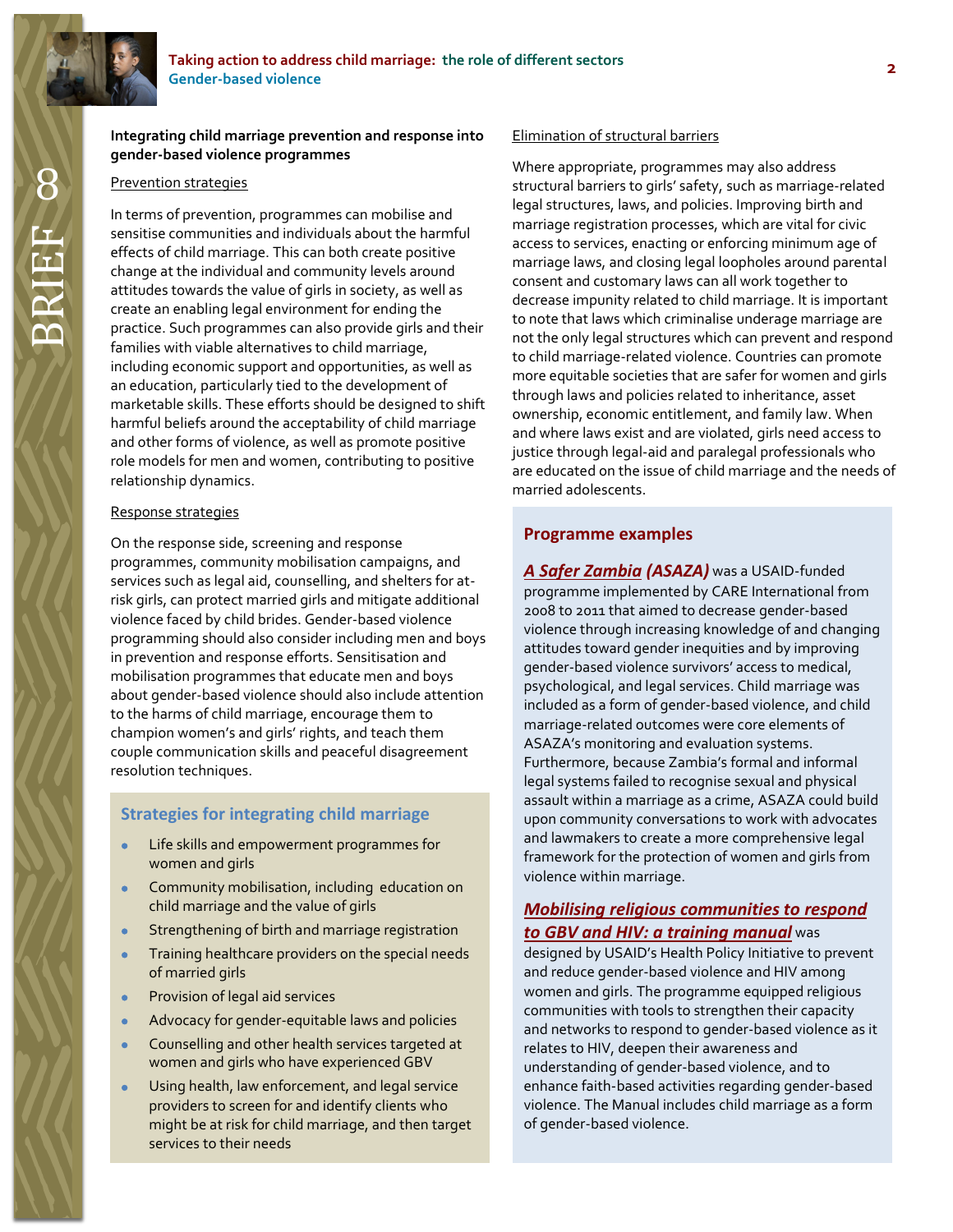## Integrating child marriage prevention and response into gender-based violence programmes

Prevention strategies

In terms of prevention, programmes can mobilise and sensitise communities and individuals about the harmful effects of child marriage. This can both create positive change at the individual and community levels around attitudes towards the value of girls in society, as well as create an enabling legal environment for ending the practice. Such programmes can also provide girls and their families with viable alternatives to child marriage, including economic support and opportunities, as well as an education, particularly tied to the development of marketable skills. These efforts should be designed to shift harmful beliefs around the acceptability of child marriage and other forms of violence, as well as promote positive role models for men and women, contributing to positive relationship dynamics.

Response strategies

On the response side, screening and response programmes, community mobilisation campaigns, and services such as legal aid, counselling, and shelters for at-risk girls, can protect married girls and mitigate additional violence faced by child brides. Gender-based violence programming should also consider including men and boys in prevention and response efforts. Sensitisation and mobilisation programmes that educate men and boys about gender-based violence should also include attention to the harms of child marriage, encourage them to champion women's and girls' rights, and teach them couple communication skills and peaceful disagreement resolution techniques.

### Strategies for integrating child marriage

- Life skills and empowerment programmes for women and girls
- Community mobilisation, including education on child marriage and the value of girls
- Strengthening of birth and marriage registration
- Training healthcare providers on the special needs of married girls
- Provision of legal aid services
- Advocacy for gender-equitable laws and policies
- Counselling and other health services targeted at women and girls who have experienced GBV
- Using health, law enforcement, and legal service providers to screen for and identify clients who might be at risk for child marriage, and then target services to their needs

Elimination of structural barriers

Where appropriate, programmes may also address structural barriers to girls' safety, such as marriage-related legal structures, laws, and policies. Improving birth and marriage registration processes, which are vital for civic access to services, enacting or enforcing minimum age of marriage laws, and closing legal loopholes around parental consent and customary laws can all work together to decrease impunity related to child marriage. It is important to note that laws which criminalise underage marriage are not the only legal structures which can prevent and respond to child marriage-related violence. Countries can promote more equitable societies that are safer for women and girls through laws and policies related to inheritance, asset ownership, economic entitlement, and family law. When and where laws exist and are violated, girls need access to justice through legal-aid and paralegal professionals who are educated on the issue of child marriage and the needs of married adolescents.

### Programme examples

***A Safer Zambia* *(ASAZA)*** was a USAID-funded programme implemented by CARE International from 2008 to 2011 that aimed to decrease gender-based violence through increasing knowledge of and changing attitudes toward gender inequities and by improving gender-based violence survivors' access to medical, psychological, and legal services. Child marriage was included as a form of gender-based violence, and child marriage-related outcomes were core elements of ASAZA's monitoring and evaluation systems. Furthermore, because Zambia's formal and informal legal systems failed to recognise sexual and physical assault within a marriage as a crime, ASAZA could build upon community conversations to work with advocates and lawmakers to create a more comprehensive legal framework for the protection of women and girls from violence within marriage.

***Mobilising religious communities to respond to GBV and HIV: a training manual*** was designed by USAID's Health Policy Initiative to prevent and reduce gender-based violence and HIV among women and girls. The programme equipped religious communities with tools to strengthen their capacity and networks to respond to gender-based violence as it relates to HIV, deepen their awareness and understanding of gender-based violence, and to enhance faith-based activities regarding gender-based violence. The Manual includes child marriage as a form of gender-based violence.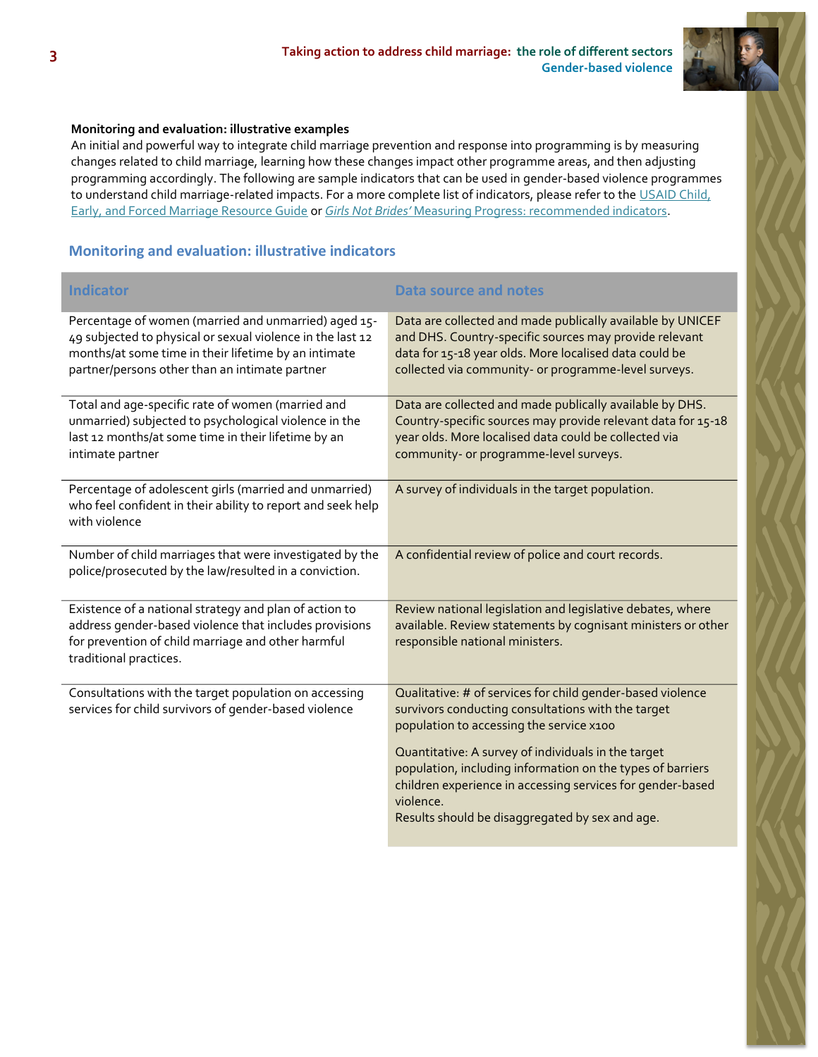**Monitoring and evaluation: illustrative examples**

An initial and powerful way to integrate child marriage prevention and response into programming is by measuring changes related to child marriage, learning how these changes impact other programme areas, and then adjusting programming accordingly. The following are sample indicators that can be used in gender-based violence programmes to understand child marriage-related impacts. For a more complete list of indicators, please refer to the USAID Child, Early, and Forced Marriage Resource Guide or *Girls Not Brides'* Measuring Progress: recommended indicators.

## Monitoring and evaluation: illustrative indicators

| Indicator | Data source and notes |
|---|---|
| Percentage of women (married and unmarried) aged 15-49 subjected to physical or sexual violence in the last 12 months/at some time in their lifetime by an intimate partner/persons other than an intimate partner | Data are collected and made publically available by UNICEF and DHS. Country-specific sources may provide relevant data for 15-18 year olds. More localised data could be collected via community- or programme-level surveys. |
| Total and age-specific rate of women (married and unmarried) subjected to psychological violence in the last 12 months/at some time in their lifetime by an intimate partner | Data are collected and made publically available by DHS. Country-specific sources may provide relevant data for 15-18 year olds. More localised data could be collected via community- or programme-level surveys. |
| Percentage of adolescent girls (married and unmarried) who feel confident in their ability to report and seek help with violence | A survey of individuals in the target population. |
| Number of child marriages that were investigated by the police/prosecuted by the law/resulted in a conviction. | A confidential review of police and court records. |
| Existence of a national strategy and plan of action to address gender-based violence that includes provisions for prevention of child marriage and other harmful traditional practices. | Review national legislation and legislative debates, where available. Review statements by cognisant ministers or other responsible national ministers. |
| Consultations with the target population on accessing services for child survivors of gender-based violence | Qualitative: # of services for child gender-based violence survivors conducting consultations with the target population to accessing the service x100<br><br>Quantitative: A survey of individuals in the target population, including information on the types of barriers children experience in accessing services for gender-based violence.<br>Results should be disaggregated by sex and age. |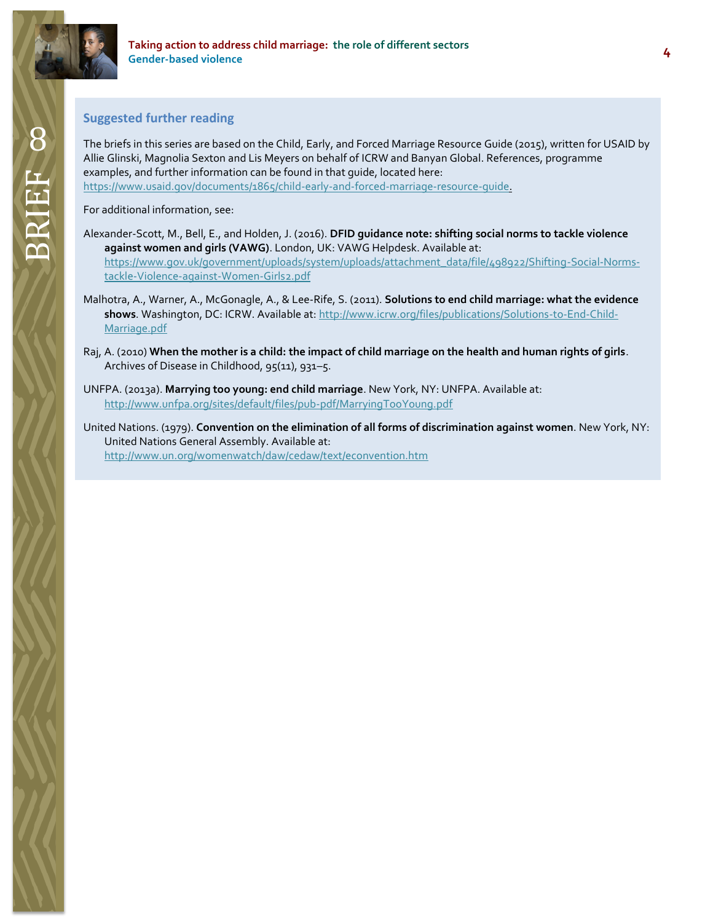## Suggested further reading

The briefs in this series are based on the Child, Early, and Forced Marriage Resource Guide (2015), written for USAID by Allie Glinski, Magnolia Sexton and Lis Meyers on behalf of ICRW and Banyan Global. References, programme examples, and further information can be found in that guide, located here: https://www.usaid.gov/documents/1865/child-early-and-forced-marriage-resource-guide.

For additional information, see:

Alexander-Scott, M., Bell, E., and Holden, J. (2016). **DFID guidance note: shifting social norms to tackle violence against women and girls (VAWG)**. London, UK: VAWG Helpdesk. Available at: https://www.gov.uk/government/uploads/system/uploads/attachment_data/file/498922/Shifting-Social-Norms-tackle-Violence-against-Women-Girls2.pdf

Malhotra, A., Warner, A., McGonagle, A., & Lee-Rife, S. (2011). **Solutions to end child marriage: what the evidence shows**. Washington, DC: ICRW. Available at: http://www.icrw.org/files/publications/Solutions-to-End-Child-Marriage.pdf

Raj, A. (2010) **When the mother is a child: the impact of child marriage on the health and human rights of girls**. Archives of Disease in Childhood, 95(11), 931–5.

UNFPA. (2013a). **Marrying too young: end child marriage**. New York, NY: UNFPA. Available at: http://www.unfpa.org/sites/default/files/pub-pdf/MarryingTooYoung.pdf

United Nations. (1979). **Convention on the elimination of all forms of discrimination against women**. New York, NY: United Nations General Assembly. Available at: http://www.un.org/womenwatch/daw/cedaw/text/econvention.htm